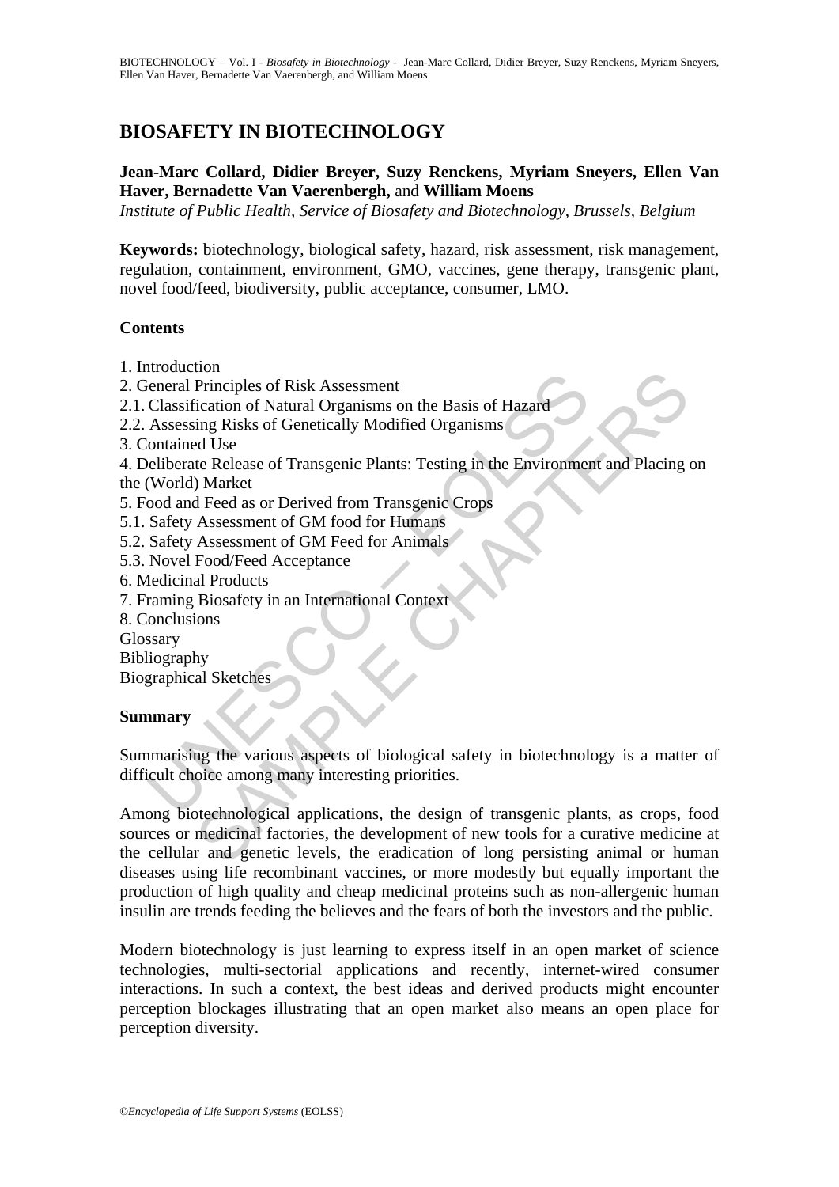# BIOSAFETY IN BIOTECHNOLOGY

**Jean-Marc Collard, Didier Breyer, Suzy Renckens, Myriam Sneyers, Ellen Van Haver, Bernadette Van Vaerenbergh,** and **William Moens**

*Institute of Public Health, Service of Biosafety and Biotechnology, Brussels, Belgium*

**Keywords:** biotechnology, biological safety, hazard, risk assessment, risk management, regulation, containment, environment, GMO, vaccines, gene therapy, transgenic plant, novel food/feed, biodiversity, public acceptance, consumer, LMO.

## Contents

1. Introduction
2. General Principles of Risk Assessment
2.1. Classification of Natural Organisms on the Basis of Hazard
2.2. Assessing Risks of Genetically Modified Organisms
3. Contained Use
4. Deliberate Release of Transgenic Plants: Testing in the Environment and Placing on the (World) Market
5. Food and Feed as or Derived from Transgenic Crops
5.1. Safety Assessment of GM food for Humans
5.2. Safety Assessment of GM Feed for Animals
5.3. Novel Food/Feed Acceptance
6. Medicinal Products
7. Framing Biosafety in an International Context
8. Conclusions

Glossary

Bibliography

Biographical Sketches

## Summary

Summarising the various aspects of biological safety in biotechnology is a matter of difficult choice among many interesting priorities.

Among biotechnological applications, the design of transgenic plants, as crops, food sources or medicinal factories, the development of new tools for a curative medicine at the cellular and genetic levels, the eradication of long persisting animal or human diseases using life recombinant vaccines, or more modestly but equally important the production of high quality and cheap medicinal proteins such as non-allergenic human insulin are trends feeding the believes and the fears of both the investors and the public.

Modern biotechnology is just learning to express itself in an open market of science technologies, multi-sectorial applications and recently, internet-wired consumer interactions. In such a context, the best ideas and derived products might encounter perception blockages illustrating that an open market also means an open place for perception diversity.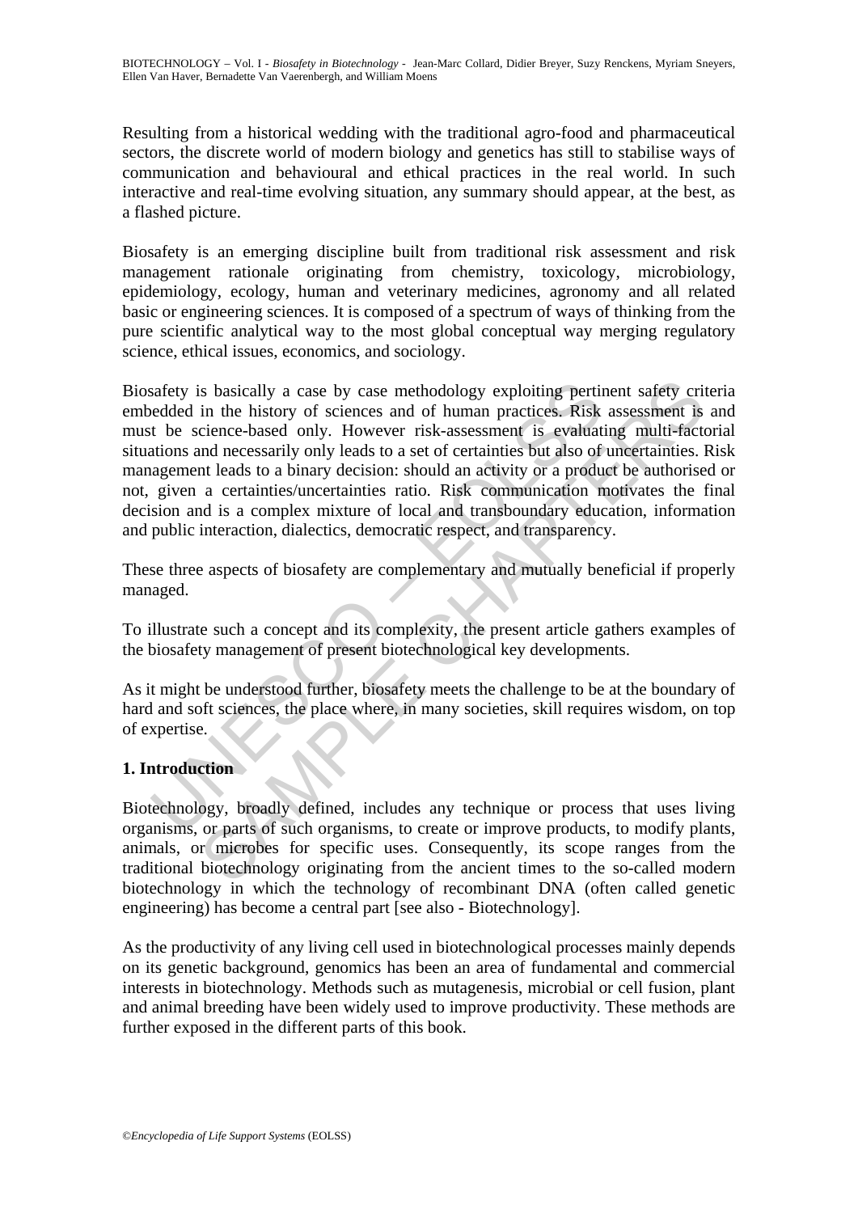Resulting from a historical wedding with the traditional agro-food and pharmaceutical sectors, the discrete world of modern biology and genetics has still to stabilise ways of communication and behavioural and ethical practices in the real world. In such interactive and real-time evolving situation, any summary should appear, at the best, as a flashed picture.

Biosafety is an emerging discipline built from traditional risk assessment and risk management rationale originating from chemistry, toxicology, microbiology, epidemiology, ecology, human and veterinary medicines, agronomy and all related basic or engineering sciences. It is composed of a spectrum of ways of thinking from the pure scientific analytical way to the most global conceptual way merging regulatory science, ethical issues, economics, and sociology.

Biosafety is basically a case by case methodology exploiting pertinent safety criteria embedded in the history of sciences and of human practices. Risk assessment is and must be science-based only. However risk-assessment is evaluating multi-factorial situations and necessarily only leads to a set of certainties but also of uncertainties. Risk management leads to a binary decision: should an activity or a product be authorised or not, given a certainties/uncertainties ratio. Risk communication motivates the final decision and is a complex mixture of local and transboundary education, information and public interaction, dialectics, democratic respect, and transparency.

These three aspects of biosafety are complementary and mutually beneficial if properly managed.

To illustrate such a concept and its complexity, the present article gathers examples of the biosafety management of present biotechnological key developments.

As it might be understood further, biosafety meets the challenge to be at the boundary of hard and soft sciences, the place where, in many societies, skill requires wisdom, on top of expertise.

## 1. Introduction

Biotechnology, broadly defined, includes any technique or process that uses living organisms, or parts of such organisms, to create or improve products, to modify plants, animals, or microbes for specific uses. Consequently, its scope ranges from the traditional biotechnology originating from the ancient times to the so-called modern biotechnology in which the technology of recombinant DNA (often called genetic engineering) has become a central part [see also - Biotechnology].

As the productivity of any living cell used in biotechnological processes mainly depends on its genetic background, genomics has been an area of fundamental and commercial interests in biotechnology. Methods such as mutagenesis, microbial or cell fusion, plant and animal breeding have been widely used to improve productivity. These methods are further exposed in the different parts of this book.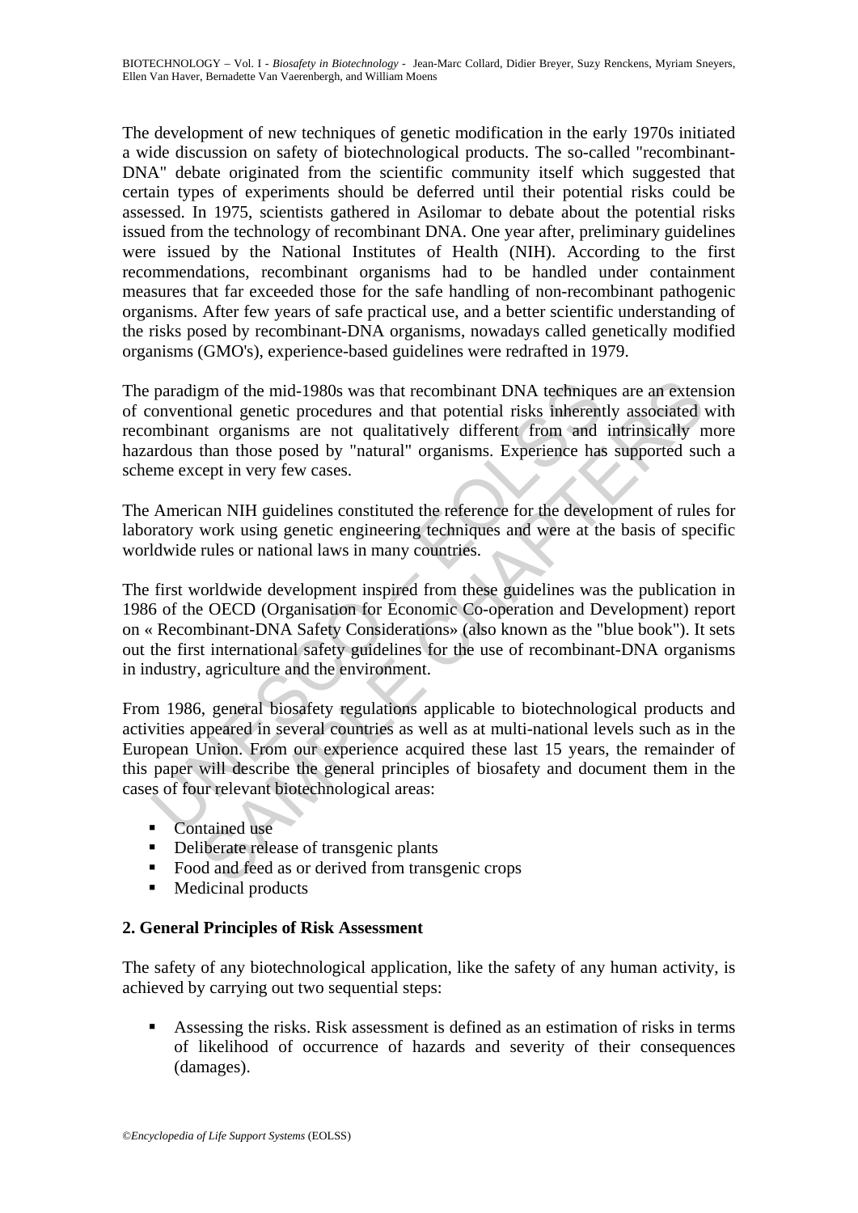The development of new techniques of genetic modification in the early 1970s initiated a wide discussion on safety of biotechnological products. The so-called "recombinant-DNA" debate originated from the scientific community itself which suggested that certain types of experiments should be deferred until their potential risks could be assessed. In 1975, scientists gathered in Asilomar to debate about the potential risks issued from the technology of recombinant DNA. One year after, preliminary guidelines were issued by the National Institutes of Health (NIH). According to the first recommendations, recombinant organisms had to be handled under containment measures that far exceeded those for the safe handling of non-recombinant pathogenic organisms. After few years of safe practical use, and a better scientific understanding of the risks posed by recombinant-DNA organisms, nowadays called genetically modified organisms (GMO's), experience-based guidelines were redrafted in 1979.

The paradigm of the mid-1980s was that recombinant DNA techniques are an extension of conventional genetic procedures and that potential risks inherently associated with recombinant organisms are not qualitatively different from and intrinsically more hazardous than those posed by "natural" organisms. Experience has supported such a scheme except in very few cases.

The American NIH guidelines constituted the reference for the development of rules for laboratory work using genetic engineering techniques and were at the basis of specific worldwide rules or national laws in many countries.

The first worldwide development inspired from these guidelines was the publication in 1986 of the OECD (Organisation for Economic Co-operation and Development) report on « Recombinant-DNA Safety Considerations» (also known as the "blue book"). It sets out the first international safety guidelines for the use of recombinant-DNA organisms in industry, agriculture and the environment.

From 1986, general biosafety regulations applicable to biotechnological products and activities appeared in several countries as well as at multi-national levels such as in the European Union. From our experience acquired these last 15 years, the remainder of this paper will describe the general principles of biosafety and document them in the cases of four relevant biotechnological areas:

- Contained use
- Deliberate release of transgenic plants
- Food and feed as or derived from transgenic crops
- Medicinal products

## 2. General Principles of Risk Assessment

The safety of any biotechnological application, like the safety of any human activity, is achieved by carrying out two sequential steps:

- Assessing the risks. Risk assessment is defined as an estimation of risks in terms of likelihood of occurrence of hazards and severity of their consequences (damages).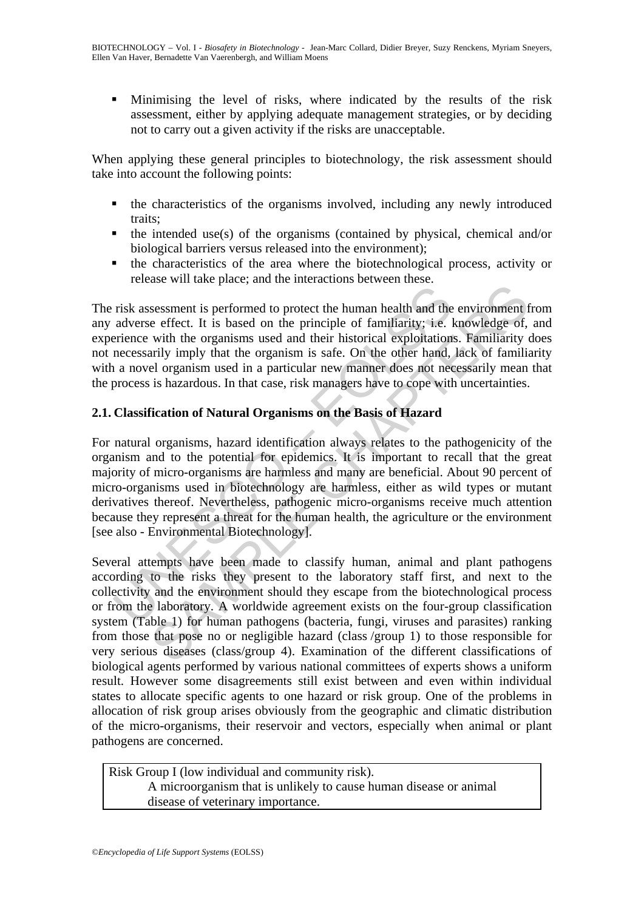- Minimising the level of risks, where indicated by the results of the risk assessment, either by applying adequate management strategies, or by deciding not to carry out a given activity if the risks are unacceptable.

When applying these general principles to biotechnology, the risk assessment should take into account the following points:

- the characteristics of the organisms involved, including any newly introduced traits;
- the intended use(s) of the organisms (contained by physical, chemical and/or biological barriers versus released into the environment);
- the characteristics of the area where the biotechnological process, activity or release will take place; and the interactions between these.

The risk assessment is performed to protect the human health and the environment from any adverse effect. It is based on the principle of familiarity; i.e. knowledge of, and experience with the organisms used and their historical exploitations. Familiarity does not necessarily imply that the organism is safe. On the other hand, lack of familiarity with a novel organism used in a particular new manner does not necessarily mean that the process is hazardous. In that case, risk managers have to cope with uncertainties.

## 2.1. Classification of Natural Organisms on the Basis of Hazard

For natural organisms, hazard identification always relates to the pathogenicity of the organism and to the potential for epidemics. It is important to recall that the great majority of micro-organisms are harmless and many are beneficial. About 90 percent of micro-organisms used in biotechnology are harmless, either as wild types or mutant derivatives thereof. Nevertheless, pathogenic micro-organisms receive much attention because they represent a threat for the human health, the agriculture or the environment [see also - Environmental Biotechnology].

Several attempts have been made to classify human, animal and plant pathogens according to the risks they present to the laboratory staff first, and next to the collectivity and the environment should they escape from the biotechnological process or from the laboratory. A worldwide agreement exists on the four-group classification system (Table 1) for human pathogens (bacteria, fungi, viruses and parasites) ranking from those that pose no or negligible hazard (class /group 1) to those responsible for very serious diseases (class/group 4). Examination of the different classifications of biological agents performed by various national committees of experts shows a uniform result. However some disagreements still exist between and even within individual states to allocate specific agents to one hazard or risk group. One of the problems in allocation of risk group arises obviously from the geographic and climatic distribution of the micro-organisms, their reservoir and vectors, especially when animal or plant pathogens are concerned.

| Risk Group I (low individual and community risk). |
|---|
| A microorganism that is unlikely to cause human disease or animal disease of veterinary importance. |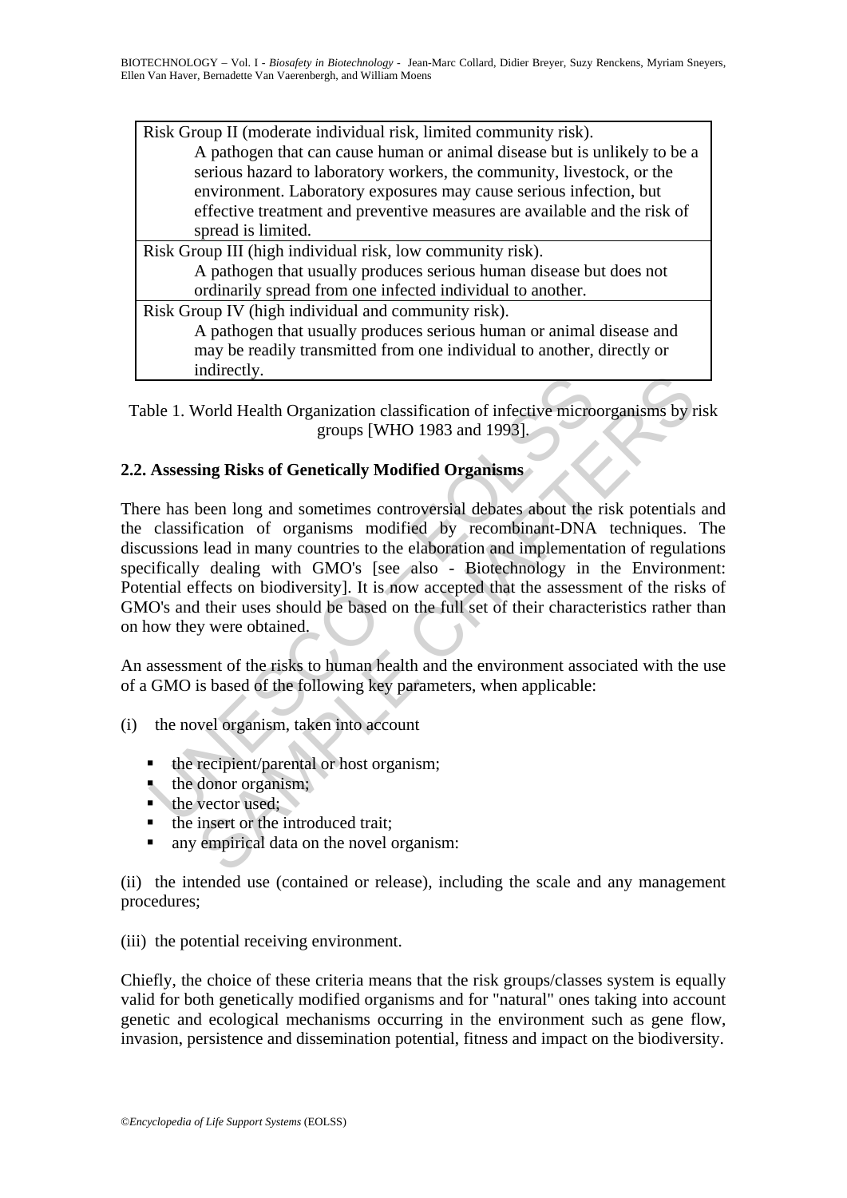| Risk Group |
|---|
| Risk Group II (moderate individual risk, limited community risk). A pathogen that can cause human or animal disease but is unlikely to be a serious hazard to laboratory workers, the community, livestock, or the environment. Laboratory exposures may cause serious infection, but effective treatment and preventive measures are available and the risk of spread is limited. |
| Risk Group III (high individual risk, low community risk). A pathogen that usually produces serious human disease but does not ordinarily spread from one infected individual to another. |
| Risk Group IV (high individual and community risk). A pathogen that usually produces serious human or animal disease and may be readily transmitted from one individual to another, directly or indirectly. |

Table 1. World Health Organization classification of infective microorganisms by risk groups [WHO 1983 and 1993].

### 2.2. Assessing Risks of Genetically Modified Organisms

There has been long and sometimes controversial debates about the risk potentials and the classification of organisms modified by recombinant-DNA techniques. The discussions lead in many countries to the elaboration and implementation of regulations specifically dealing with GMO's [see also - Biotechnology in the Environment: Potential effects on biodiversity]. It is now accepted that the assessment of the risks of GMO's and their uses should be based on the full set of their characteristics rather than on how they were obtained.

An assessment of the risks to human health and the environment associated with the use of a GMO is based of the following key parameters, when applicable:

(i) the novel organism, taken into account

- the recipient/parental or host organism;
- the donor organism;
- the vector used;
- the insert or the introduced trait;
- any empirical data on the novel organism:

(ii) the intended use (contained or release), including the scale and any management procedures;

(iii) the potential receiving environment.

Chiefly, the choice of these criteria means that the risk groups/classes system is equally valid for both genetically modified organisms and for "natural" ones taking into account genetic and ecological mechanisms occurring in the environment such as gene flow, invasion, persistence and dissemination potential, fitness and impact on the biodiversity.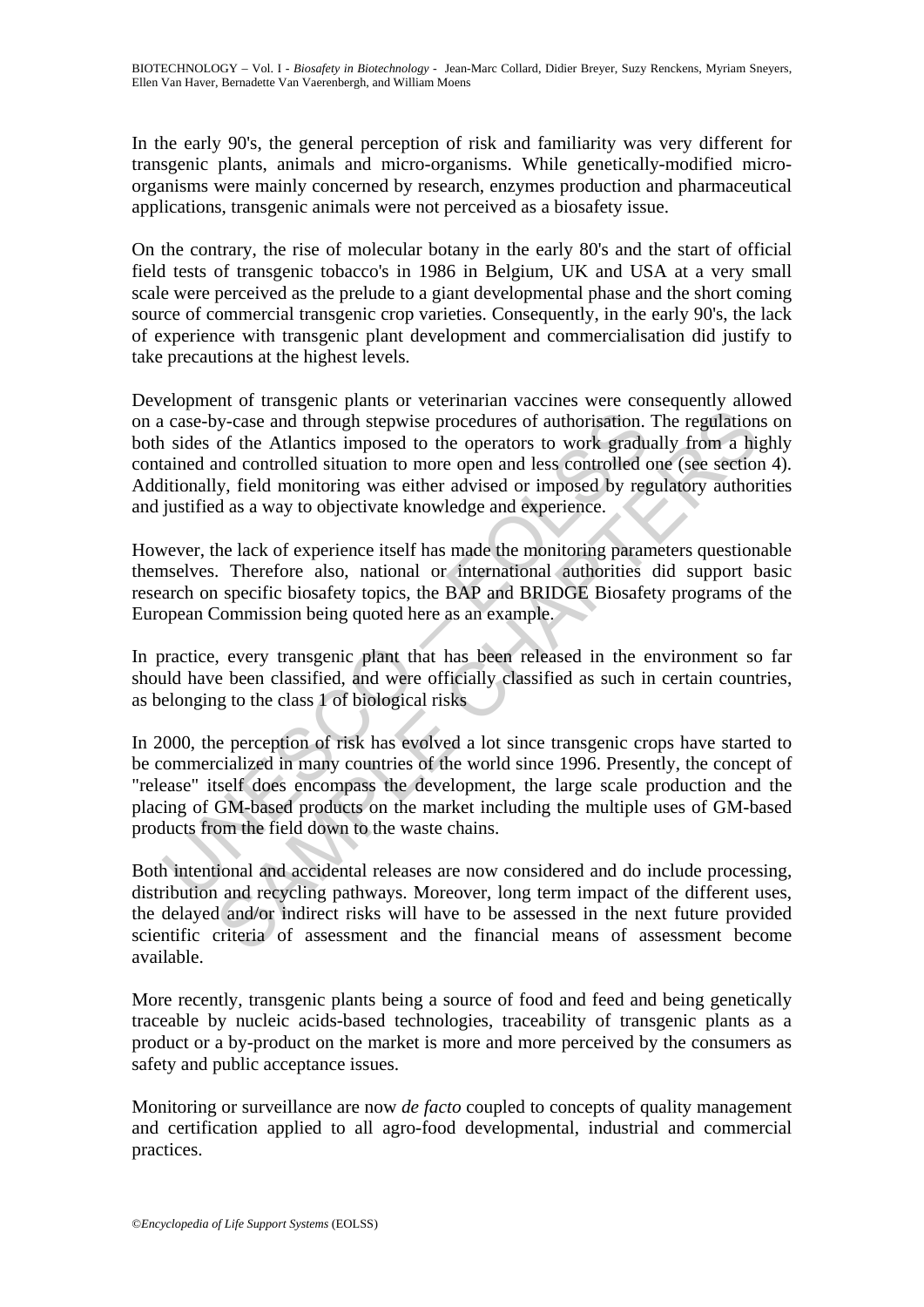In the early 90's, the general perception of risk and familiarity was very different for transgenic plants, animals and micro-organisms. While genetically-modified micro-organisms were mainly concerned by research, enzymes production and pharmaceutical applications, transgenic animals were not perceived as a biosafety issue.

On the contrary, the rise of molecular botany in the early 80's and the start of official field tests of transgenic tobacco's in 1986 in Belgium, UK and USA at a very small scale were perceived as the prelude to a giant developmental phase and the short coming source of commercial transgenic crop varieties. Consequently, in the early 90's, the lack of experience with transgenic plant development and commercialisation did justify to take precautions at the highest levels.

Development of transgenic plants or veterinarian vaccines were consequently allowed on a case-by-case and through stepwise procedures of authorisation. The regulations on both sides of the Atlantics imposed to the operators to work gradually from a highly contained and controlled situation to more open and less controlled one (see section 4). Additionally, field monitoring was either advised or imposed by regulatory authorities and justified as a way to objectivate knowledge and experience.

However, the lack of experience itself has made the monitoring parameters questionable themselves. Therefore also, national or international authorities did support basic research on specific biosafety topics, the BAP and BRIDGE Biosafety programs of the European Commission being quoted here as an example.

In practice, every transgenic plant that has been released in the environment so far should have been classified, and were officially classified as such in certain countries, as belonging to the class 1 of biological risks

In 2000, the perception of risk has evolved a lot since transgenic crops have started to be commercialized in many countries of the world since 1996. Presently, the concept of "release" itself does encompass the development, the large scale production and the placing of GM-based products on the market including the multiple uses of GM-based products from the field down to the waste chains.

Both intentional and accidental releases are now considered and do include processing, distribution and recycling pathways. Moreover, long term impact of the different uses, the delayed and/or indirect risks will have to be assessed in the next future provided scientific criteria of assessment and the financial means of assessment become available.

More recently, transgenic plants being a source of food and feed and being genetically traceable by nucleic acids-based technologies, traceability of transgenic plants as a product or a by-product on the market is more and more perceived by the consumers as safety and public acceptance issues.

Monitoring or surveillance are now *de facto* coupled to concepts of quality management and certification applied to all agro-food developmental, industrial and commercial practices.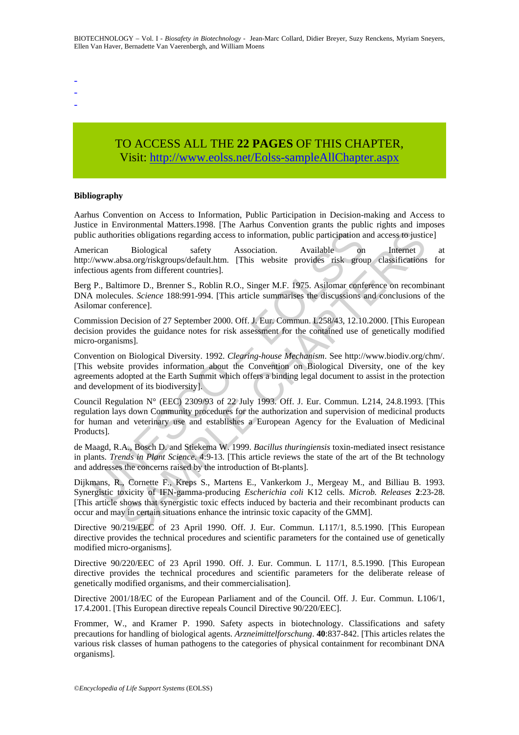-
-
-

TO ACCESS ALL THE **22 PAGES** OF THIS CHAPTER,
Visit: http://www.eolss.net/Eolss-sampleAllChapter.aspx

**Bibliography**

Aarhus Convention on Access to Information, Public Participation in Decision-making and Access to Justice in Environmental Matters.1998. [The Aarhus Convention grants the public rights and imposes public authorities obligations regarding access to information, public participation and access to justice]

American Biological safety Association. Available on Internet at http://www.absa.org/riskgroups/default.htm. [This website provides risk group classifications for infectious agents from different countries].

Berg P., Baltimore D., Brenner S., Roblin R.O., Singer M.F. 1975. Asilomar conference on recombinant DNA molecules. *Science* 188:991-994. [This article summarises the discussions and conclusions of the Asilomar conference].

Commission Decision of 27 September 2000. Off. J. Eur. Commun. L258/43, 12.10.2000. [This European decision provides the guidance notes for risk assessment for the contained use of genetically modified micro-organisms].

Convention on Biological Diversity. 1992. *Clearing-house Mechanism*. See http://www.biodiv.org/chm/. [This website provides information about the Convention on Biological Diversity, one of the key agreements adopted at the Earth Summit which offers a binding legal document to assist in the protection and development of its biodiversity].

Council Regulation N° (EEC) 2309/93 of 22 July 1993. Off. J. Eur. Commun. L214, 24.8.1993. [This regulation lays down Community procedures for the authorization and supervision of medicinal products for human and veterinary use and establishes a European Agency for the Evaluation of Medicinal Products].

de Maagd, R.A., Bosch D. and Stiekema W. 1999. *Bacillus thuringiensis* toxin-mediated insect resistance in plants. *Trends in Plant Science*. 4:9-13. [This article reviews the state of the art of the Bt technology and addresses the concerns raised by the introduction of Bt-plants].

Dijkmans, R., Cornette F., Kreps S., Martens E., Vankerkom J., Mergeay M., and Billiau B. 1993. Synergistic toxicity of IFN-gamma-producing *Escherichia coli* K12 cells. *Microb. Releases* **2**:23-28. [This article shows that synergistic toxic effects induced by bacteria and their recombinant products can occur and may in certain situations enhance the intrinsic toxic capacity of the GMM].

Directive 90/219/EEC of 23 April 1990. Off. J. Eur. Commun. L117/1, 8.5.1990. [This European directive provides the technical procedures and scientific parameters for the contained use of genetically modified micro-organisms].

Directive 90/220/EEC of 23 April 1990. Off. J. Eur. Commun. L 117/1, 8.5.1990. [This European directive provides the technical procedures and scientific parameters for the deliberate release of genetically modified organisms, and their commercialisation].

Directive 2001/18/EC of the European Parliament and of the Council. Off. J. Eur. Commun. L106/1, 17.4.2001. [This European directive repeals Council Directive 90/220/EEC].

Frommer, W., and Kramer P. 1990. Safety aspects in biotechnology. Classifications and safety precautions for handling of biological agents. *Arzneimittelforschung*. **40**:837-842. [This articles relates the various risk classes of human pathogens to the categories of physical containment for recombinant DNA organisms].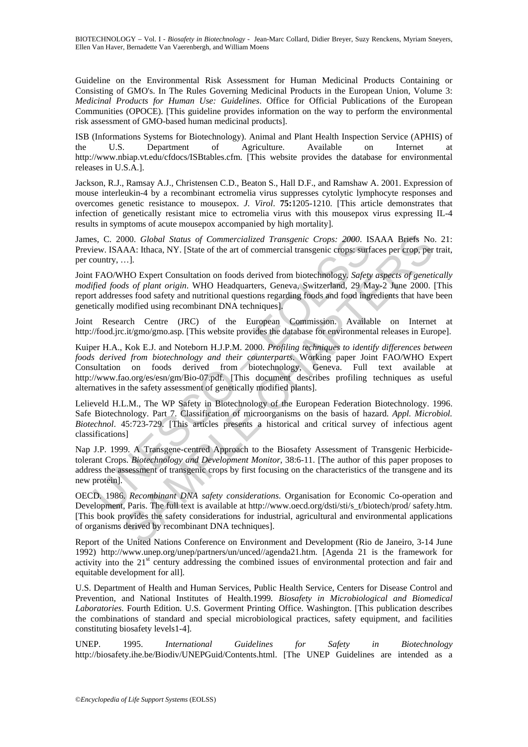Guideline on the Environmental Risk Assessment for Human Medicinal Products Containing or Consisting of GMO's. In The Rules Governing Medicinal Products in the European Union, Volume 3: *Medicinal Products for Human Use: Guidelines*. Office for Official Publications of the European Communities (OPOCE). [This guideline provides information on the way to perform the environmental risk assessment of GMO-based human medicinal products].

ISB (Informations Systems for Biotechnology). Animal and Plant Health Inspection Service (APHIS) of the U.S. Department of Agriculture. Available on Internet at http://www.nbiap.vt.edu/cfdocs/ISBtables.cfm. [This website provides the database for environmental releases in U.S.A.].

Jackson, R.J., Ramsay A.J., Christensen C.D., Beaton S., Hall D.F., and Ramshaw A. 2001. Expression of mouse interleukin-4 by a recombinant ectromelia virus suppresses cytolytic lymphocyte responses and overcomes genetic resistance to mousepox. *J. Virol*. **75:**1205-1210. [This article demonstrates that infection of genetically resistant mice to ectromelia virus with this mousepox virus expressing IL-4 results in symptoms of acute mousepox accompanied by high mortality].

James, C. 2000. *Global Status of Commercialized Transgenic Crops: 2000*. ISAAA Briefs No. 21: Preview. ISAAA: Ithaca, NY. [State of the art of commercial transgenic crops: surfaces per crop, per trait, per country, …].

Joint FAO/WHO Expert Consultation on foods derived from biotechnology. *Safety aspects of genetically modified foods of plant origin*. WHO Headquarters, Geneva, Switzerland, 29 May-2 June 2000. [This report addresses food safety and nutritional questions regarding foods and food ingredients that have been genetically modified using recombinant DNA techniques].

Joint Research Centre (JRC) of the European Commission. Available on Internet at http://food.jrc.it/gmo/gmo.asp. [This website provides the database for environmental releases in Europe].

Kuiper H.A., Kok E.J. and Noteborn H.J.P.M. 2000. *Profiling techniques to identify differences between foods derived from biotechnology and their counterparts*. Working paper Joint FAO/WHO Expert Consultation on foods derived from biotechnology, Geneva. Full text available at http://www.fao.org/es/esn/gm/Bio-07.pdf. [This document describes profiling techniques as useful alternatives in the safety assessment of genetically modified plants].

Lelieveld H.L.M., The WP Safety in Biotechnology of the European Federation Biotechnology. 1996. Safe Biotechnology. Part 7. Classification of microorganisms on the basis of hazard. *Appl. Microbiol. Biotechnol*. 45:723-729. [This articles presents a historical and critical survey of infectious agent classifications]

Nap J.P. 1999. A Transgene-centred Approach to the Biosafety Assessment of Transgenic Herbicide-tolerant Crops. *Biotechnology and Development Monitor*, 38:6-11. [The author of this paper proposes to address the assessment of transgenic crops by first focusing on the characteristics of the transgene and its new protein].

OECD. 1986. *Recombinant DNA safety considerations*. Organisation for Economic Co-operation and Development, Paris. The full text is available at http://www.oecd.org/dsti/sti/s_t/biotech/prod/ safety.htm. [This book provides the safety considerations for industrial, agricultural and environmental applications of organisms derived by recombinant DNA techniques].

Report of the United Nations Conference on Environment and Development (Rio de Janeiro, 3-14 June 1992) http://www.unep.org/unep/partners/un/unced//agenda21.htm. [Agenda 21 is the framework for activity into the 21st century addressing the combined issues of environmental protection and fair and equitable development for all].

U.S. Department of Health and Human Services, Public Health Service, Centers for Disease Control and Prevention, and National Institutes of Health.1999. *Biosafety in Microbiological and Biomedical Laboratories*. Fourth Edition. U.S. Goverment Printing Office. Washington. [This publication describes the combinations of standard and special microbiological practices, safety equipment, and facilities constituting biosafety levels1-4].

UNEP. 1995. *International Guidelines for Safety in Biotechnology* http://biosafety.ihe.be/Biodiv/UNEPGuid/Contents.html. [The UNEP Guidelines are intended as a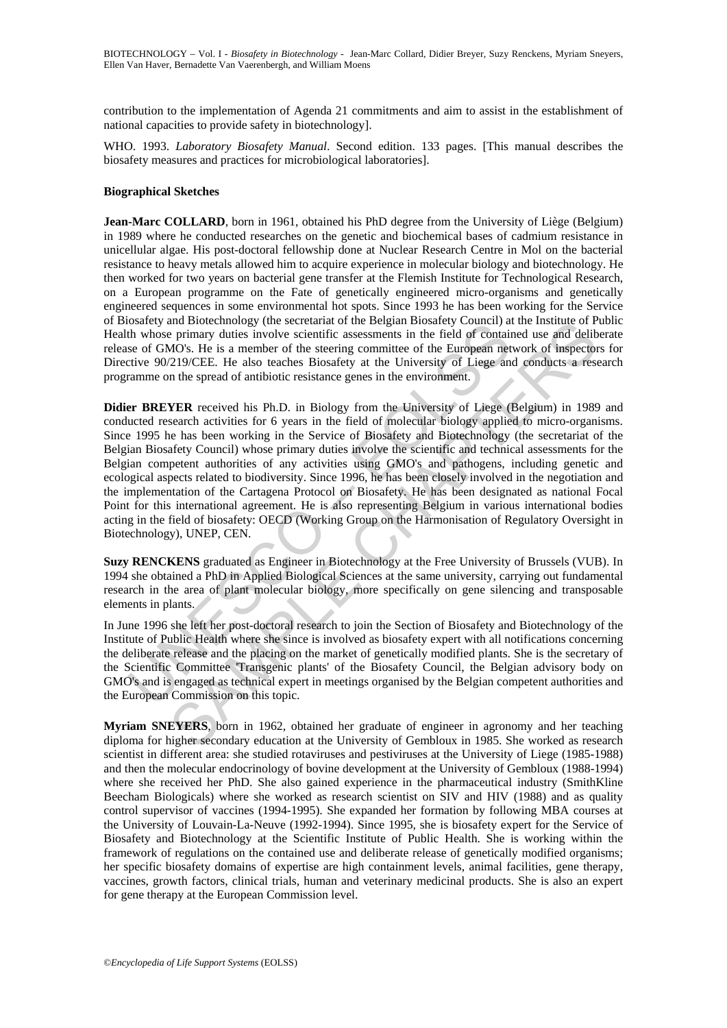contribution to the implementation of Agenda 21 commitments and aim to assist in the establishment of national capacities to provide safety in biotechnology].

WHO. 1993. *Laboratory Biosafety Manual*. Second edition. 133 pages. [This manual describes the biosafety measures and practices for microbiological laboratories].

**Biographical Sketches**

**Jean-Marc COLLARD**, born in 1961, obtained his PhD degree from the University of Liège (Belgium) in 1989 where he conducted researches on the genetic and biochemical bases of cadmium resistance in unicellular algae. His post-doctoral fellowship done at Nuclear Research Centre in Mol on the bacterial resistance to heavy metals allowed him to acquire experience in molecular biology and biotechnology. He then worked for two years on bacterial gene transfer at the Flemish Institute for Technological Research, on a European programme on the Fate of genetically engineered micro-organisms and genetically engineered sequences in some environmental hot spots. Since 1993 he has been working for the Service of Biosafety and Biotechnology (the secretariat of the Belgian Biosafety Council) at the Institute of Public Health whose primary duties involve scientific assessments in the field of contained use and deliberate release of GMO's. He is a member of the steering committee of the European network of inspectors for Directive 90/219/CEE. He also teaches Biosafety at the University of Liege and conducts a research programme on the spread of antibiotic resistance genes in the environment.

**Didier BREYER** received his Ph.D. in Biology from the University of Liege (Belgium) in 1989 and conducted research activities for 6 years in the field of molecular biology applied to micro-organisms. Since 1995 he has been working in the Service of Biosafety and Biotechnology (the secretariat of the Belgian Biosafety Council) whose primary duties involve the scientific and technical assessments for the Belgian competent authorities of any activities using GMO's and pathogens, including genetic and ecological aspects related to biodiversity. Since 1996, he has been closely involved in the negotiation and the implementation of the Cartagena Protocol on Biosafety. He has been designated as national Focal Point for this international agreement. He is also representing Belgium in various international bodies acting in the field of biosafety: OECD (Working Group on the Harmonisation of Regulatory Oversight in Biotechnology), UNEP, CEN.

**Suzy RENCKENS** graduated as Engineer in Biotechnology at the Free University of Brussels (VUB). In 1994 she obtained a PhD in Applied Biological Sciences at the same university, carrying out fundamental research in the area of plant molecular biology, more specifically on gene silencing and transposable elements in plants.

In June 1996 she left her post-doctoral research to join the Section of Biosafety and Biotechnology of the Institute of Public Health where she since is involved as biosafety expert with all notifications concerning the deliberate release and the placing on the market of genetically modified plants. She is the secretary of the Scientific Committee 'Transgenic plants' of the Biosafety Council, the Belgian advisory body on GMO's and is engaged as technical expert in meetings organised by the Belgian competent authorities and the European Commission on this topic.

**Myriam SNEYERS**, born in 1962, obtained her graduate of engineer in agronomy and her teaching diploma for higher secondary education at the University of Gembloux in 1985. She worked as research scientist in different area: she studied rotaviruses and pestiviruses at the University of Liege (1985-1988) and then the molecular endocrinology of bovine development at the University of Gembloux (1988-1994) where she received her PhD. She also gained experience in the pharmaceutical industry (SmithKline Beecham Biologicals) where she worked as research scientist on SIV and HIV (1988) and as quality control supervisor of vaccines (1994-1995). She expanded her formation by following MBA courses at the University of Louvain-La-Neuve (1992-1994). Since 1995, she is biosafety expert for the Service of Biosafety and Biotechnology at the Scientific Institute of Public Health. She is working within the framework of regulations on the contained use and deliberate release of genetically modified organisms; her specific biosafety domains of expertise are high containment levels, animal facilities, gene therapy, vaccines, growth factors, clinical trials, human and veterinary medicinal products. She is also an expert for gene therapy at the European Commission level.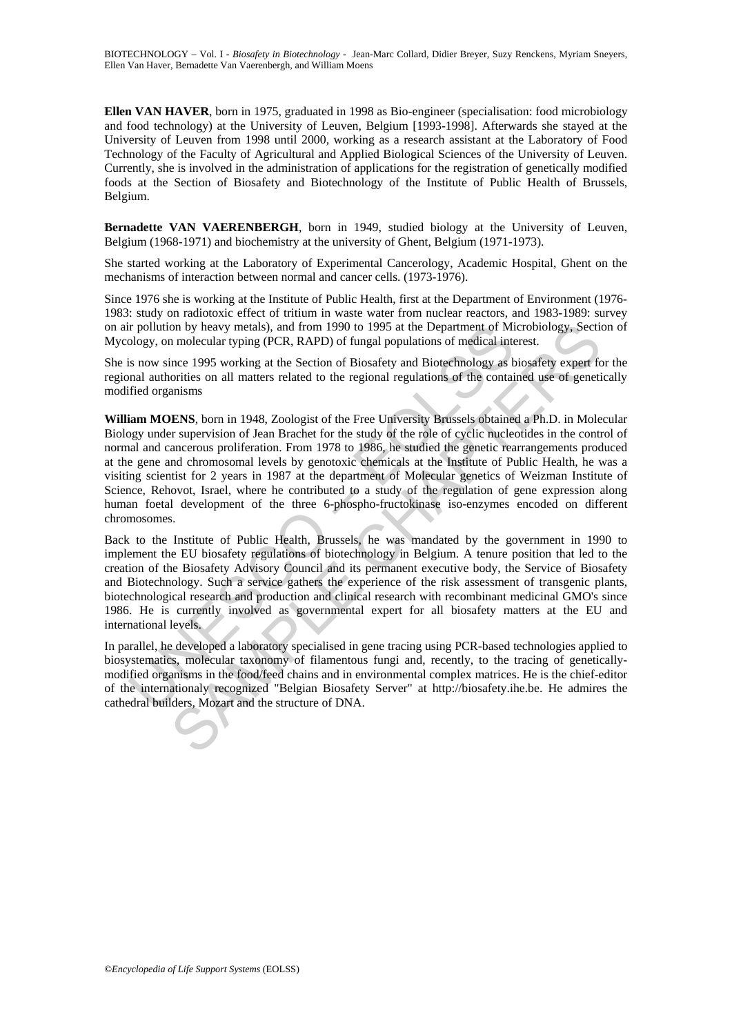**Ellen VAN HAVER**, born in 1975, graduated in 1998 as Bio-engineer (specialisation: food microbiology and food technology) at the University of Leuven, Belgium [1993-1998]. Afterwards she stayed at the University of Leuven from 1998 until 2000, working as a research assistant at the Laboratory of Food Technology of the Faculty of Agricultural and Applied Biological Sciences of the University of Leuven. Currently, she is involved in the administration of applications for the registration of genetically modified foods at the Section of Biosafety and Biotechnology of the Institute of Public Health of Brussels, Belgium.

**Bernadette VAN VAERENBERGH**, born in 1949, studied biology at the University of Leuven, Belgium (1968-1971) and biochemistry at the university of Ghent, Belgium (1971-1973).

She started working at the Laboratory of Experimental Cancerology, Academic Hospital, Ghent on the mechanisms of interaction between normal and cancer cells. (1973-1976).

Since 1976 she is working at the Institute of Public Health, first at the Department of Environment (1976-1983: study on radiotoxic effect of tritium in waste water from nuclear reactors, and 1983-1989: survey on air pollution by heavy metals), and from 1990 to 1995 at the Department of Microbiology, Section of Mycology, on molecular typing (PCR, RAPD) of fungal populations of medical interest.

She is now since 1995 working at the Section of Biosafety and Biotechnology as biosafety expert for the regional authorities on all matters related to the regional regulations of the contained use of genetically modified organisms

**William MOENS**, born in 1948, Zoologist of the Free University Brussels obtained a Ph.D. in Molecular Biology under supervision of Jean Brachet for the study of the role of cyclic nucleotides in the control of normal and cancerous proliferation. From 1978 to 1986, he studied the genetic rearrangements produced at the gene and chromosomal levels by genotoxic chemicals at the Institute of Public Health, he was a visiting scientist for 2 years in 1987 at the department of Molecular genetics of Weizman Institute of Science, Rehovot, Israel, where he contributed to a study of the regulation of gene expression along human foetal development of the three 6-phospho-fructokinase iso-enzymes encoded on different chromosomes.

Back to the Institute of Public Health, Brussels, he was mandated by the government in 1990 to implement the EU biosafety regulations of biotechnology in Belgium. A tenure position that led to the creation of the Biosafety Advisory Council and its permanent executive body, the Service of Biosafety and Biotechnology. Such a service gathers the experience of the risk assessment of transgenic plants, biotechnological research and production and clinical research with recombinant medicinal GMO's since 1986. He is currently involved as governmental expert for all biosafety matters at the EU and international levels.

In parallel, he developed a laboratory specialised in gene tracing using PCR-based technologies applied to biosystematics, molecular taxonomy of filamentous fungi and, recently, to the tracing of genetically-modified organisms in the food/feed chains and in environmental complex matrices. He is the chief-editor of the internationaly recognized "Belgian Biosafety Server" at http://biosafety.ihe.be. He admires the cathedral builders, Mozart and the structure of DNA.